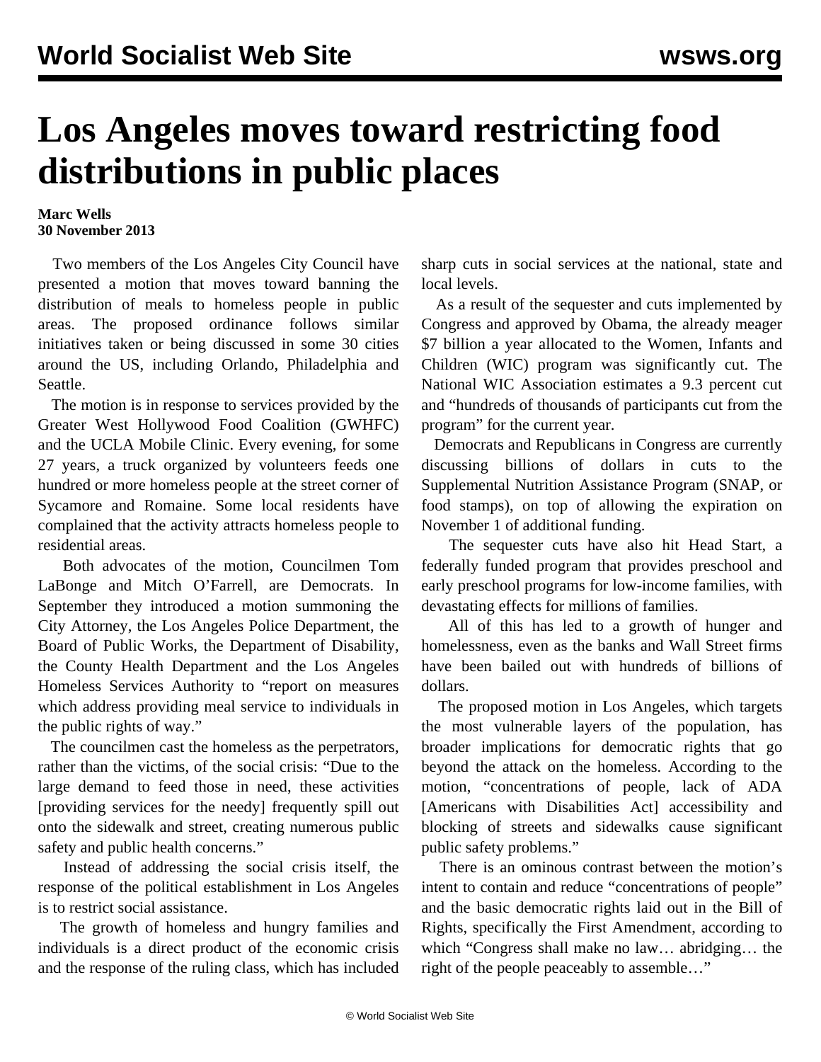# Los Angeles moves toward restricting food distributions in public places

**Marc Wells**
**30 November 2013**

Two members of the Los Angeles City Council have presented a motion that moves toward banning the distribution of meals to homeless people in public areas. The proposed ordinance follows similar initiatives taken or being discussed in some 30 cities around the US, including Orlando, Philadelphia and Seattle.

The motion is in response to services provided by the Greater West Hollywood Food Coalition (GWHFC) and the UCLA Mobile Clinic. Every evening, for some 27 years, a truck organized by volunteers feeds one hundred or more homeless people at the street corner of Sycamore and Romaine. Some local residents have complained that the activity attracts homeless people to residential areas.

Both advocates of the motion, Councilmen Tom LaBonge and Mitch O'Farrell, are Democrats. In September they introduced a motion summoning the City Attorney, the Los Angeles Police Department, the Board of Public Works, the Department of Disability, the County Health Department and the Los Angeles Homeless Services Authority to "report on measures which address providing meal service to individuals in the public rights of way."

The councilmen cast the homeless as the perpetrators, rather than the victims, of the social crisis: "Due to the large demand to feed those in need, these activities [providing services for the needy] frequently spill out onto the sidewalk and street, creating numerous public safety and public health concerns."

Instead of addressing the social crisis itself, the response of the political establishment in Los Angeles is to restrict social assistance.

The growth of homeless and hungry families and individuals is a direct product of the economic crisis and the response of the ruling class, which has included sharp cuts in social services at the national, state and local levels.

As a result of the sequester and cuts implemented by Congress and approved by Obama, the already meager $7 billion a year allocated to the Women, Infants and Children (WIC) program was significantly cut. The National WIC Association estimates a 9.3 percent cut and "hundreds of thousands of participants cut from the program" for the current year.

Democrats and Republicans in Congress are currently discussing billions of dollars in cuts to the Supplemental Nutrition Assistance Program (SNAP, or food stamps), on top of allowing the expiration on November 1 of additional funding.

The sequester cuts have also hit Head Start, a federally funded program that provides preschool and early preschool programs for low-income families, with devastating effects for millions of families.

All of this has led to a growth of hunger and homelessness, even as the banks and Wall Street firms have been bailed out with hundreds of billions of dollars.

The proposed motion in Los Angeles, which targets the most vulnerable layers of the population, has broader implications for democratic rights that go beyond the attack on the homeless. According to the motion, "concentrations of people, lack of ADA [Americans with Disabilities Act] accessibility and blocking of streets and sidewalks cause significant public safety problems."

There is an ominous contrast between the motion's intent to contain and reduce "concentrations of people" and the basic democratic rights laid out in the Bill of Rights, specifically the First Amendment, according to which "Congress shall make no law… abridging… the right of the people peaceably to assemble…"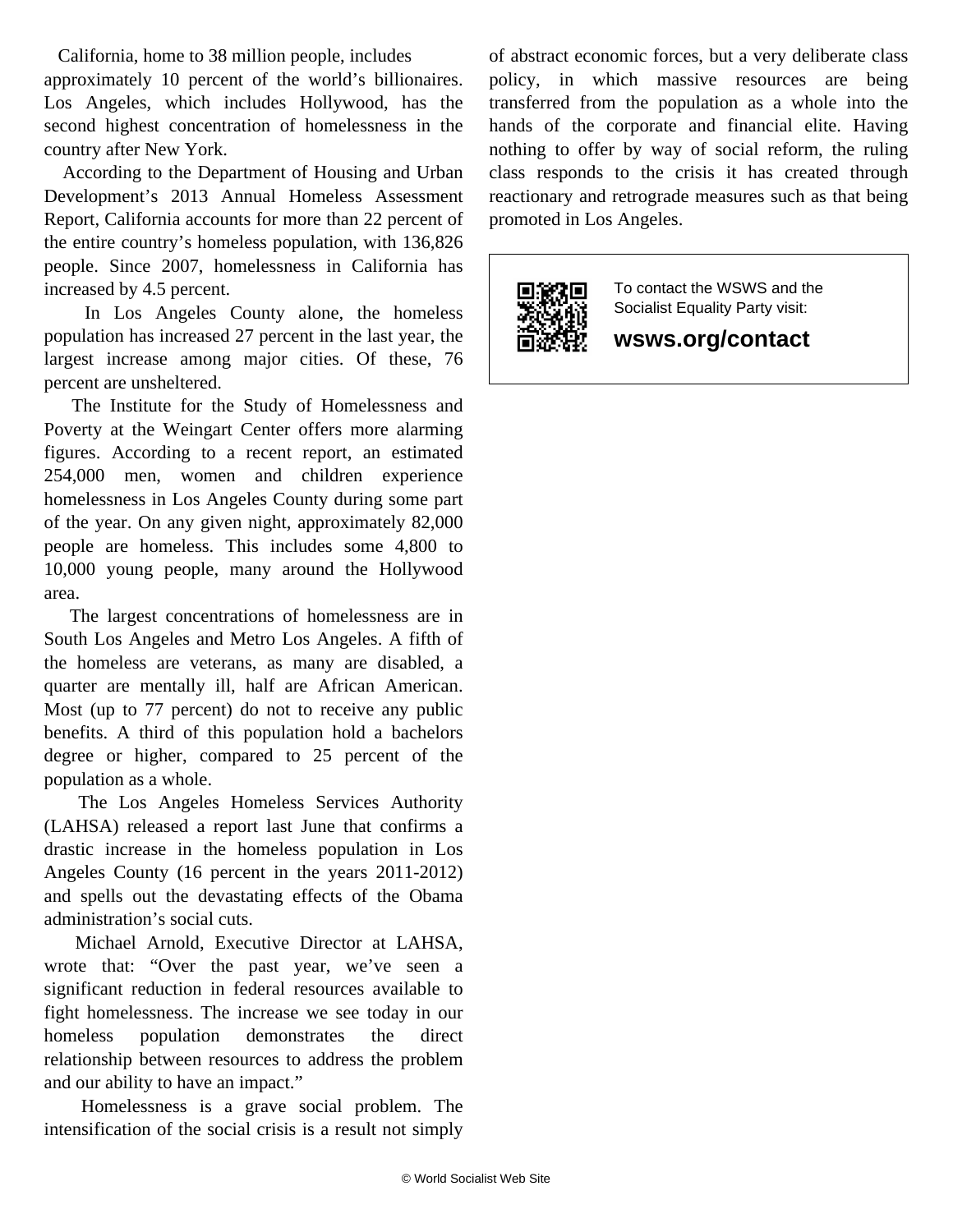California, home to 38 million people, includes approximately 10 percent of the world's billionaires. Los Angeles, which includes Hollywood, has the second highest concentration of homelessness in the country after New York.

According to the Department of Housing and Urban Development's 2013 Annual Homeless Assessment Report, California accounts for more than 22 percent of the entire country's homeless population, with 136,826 people. Since 2007, homelessness in California has increased by 4.5 percent.

In Los Angeles County alone, the homeless population has increased 27 percent in the last year, the largest increase among major cities. Of these, 76 percent are unsheltered.

The Institute for the Study of Homelessness and Poverty at the Weingart Center offers more alarming figures. According to a recent report, an estimated 254,000 men, women and children experience homelessness in Los Angeles County during some part of the year. On any given night, approximately 82,000 people are homeless. This includes some 4,800 to 10,000 young people, many around the Hollywood area.

The largest concentrations of homelessness are in South Los Angeles and Metro Los Angeles. A fifth of the homeless are veterans, as many are disabled, a quarter are mentally ill, half are African American. Most (up to 77 percent) do not to receive any public benefits. A third of this population hold a bachelors degree or higher, compared to 25 percent of the population as a whole.

The Los Angeles Homeless Services Authority (LAHSA) released a report last June that confirms a drastic increase in the homeless population in Los Angeles County (16 percent in the years 2011-2012) and spells out the devastating effects of the Obama administration's social cuts.

Michael Arnold, Executive Director at LAHSA, wrote that: "Over the past year, we've seen a significant reduction in federal resources available to fight homelessness. The increase we see today in our homeless population demonstrates the direct relationship between resources to address the problem and our ability to have an impact."

Homelessness is a grave social problem. The intensification of the social crisis is a result not simply of abstract economic forces, but a very deliberate class policy, in which massive resources are being transferred from the population as a whole into the hands of the corporate and financial elite. Having nothing to offer by way of social reform, the ruling class responds to the crisis it has created through reactionary and retrograde measures such as that being promoted in Los Angeles.

To contact the WSWS and the Socialist Equality Party visit:

**wsws.org/contact**